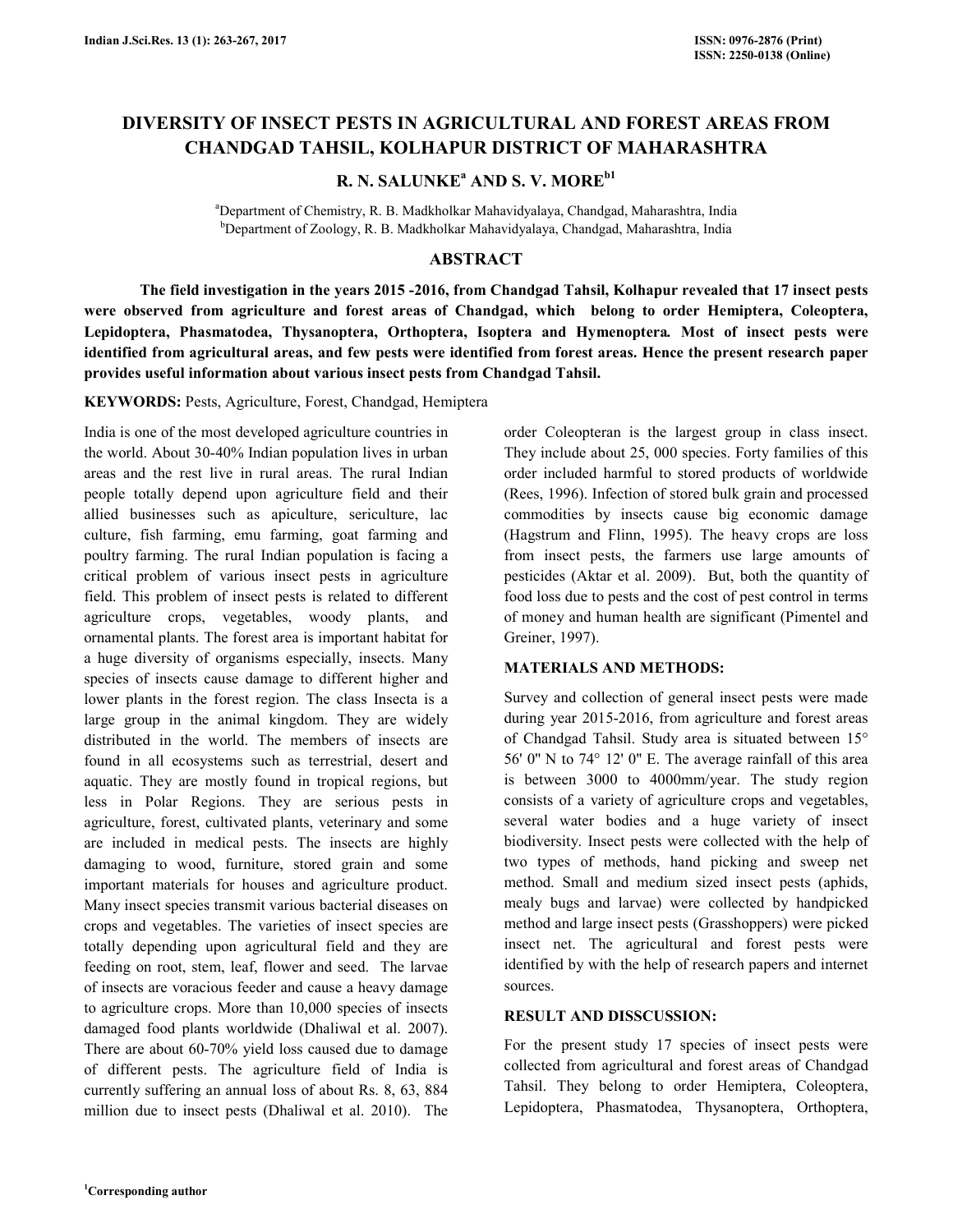# DIVERSITY OF INSECT PESTS IN AGRICULTURAL AND FOREST AREAS FROM CHANDGAD TAHSIL, KOLHAPUR DISTRICT OF MAHARASHTRA

**R. N. SALUNKE[a] AND S. V. MORE[b1]**

[a]Department of Chemistry, R. B. Madkholkar Mahavidyalaya, Chandgad, Maharashtra, India
[b]Department of Zoology, R. B. Madkholkar Mahavidyalaya, Chandgad, Maharashtra, India

## ABSTRACT

**The field investigation in the years 2015 -2016, from Chandgad Tahsil, Kolhapur revealed that 17 insect pests were observed from agriculture and forest areas of Chandgad, which belong to order Hemiptera, Coleoptera, Lepidoptera, Phasmatodea, Thysanoptera, Orthoptera, Isoptera and Hymenoptera. Most of insect pests were identified from agricultural areas, and few pests were identified from forest areas. Hence the present research paper provides useful information about various insect pests from Chandgad Tahsil.**

**KEYWORDS:** Pests, Agriculture, Forest, Chandgad, Hemiptera

India is one of the most developed agriculture countries in the world. About 30-40% Indian population lives in urban areas and the rest live in rural areas. The rural Indian people totally depend upon agriculture field and their allied businesses such as apiculture, sericulture, lac culture, fish farming, emu farming, goat farming and poultry farming. The rural Indian population is facing a critical problem of various insect pests in agriculture field. This problem of insect pests is related to different agriculture crops, vegetables, woody plants, and ornamental plants. The forest area is important habitat for a huge diversity of organisms especially, insects. Many species of insects cause damage to different higher and lower plants in the forest region. The class Insecta is a large group in the animal kingdom. They are widely distributed in the world. The members of insects are found in all ecosystems such as terrestrial, desert and aquatic. They are mostly found in tropical regions, but less in Polar Regions. They are serious pests in agriculture, forest, cultivated plants, veterinary and some are included in medical pests. The insects are highly damaging to wood, furniture, stored grain and some important materials for houses and agriculture product. Many insect species transmit various bacterial diseases on crops and vegetables. The varieties of insect species are totally depending upon agricultural field and they are feeding on root, stem, leaf, flower and seed. The larvae of insects are voracious feeder and cause a heavy damage to agriculture crops. More than 10,000 species of insects damaged food plants worldwide (Dhaliwal et al. 2007). There are about 60-70% yield loss caused due to damage of different pests. The agriculture field of India is currently suffering an annual loss of about Rs. 8, 63, 884 million due to insect pests (Dhaliwal et al. 2010). The order Coleopteran is the largest group in class insect. They include about 25, 000 species. Forty families of this order included harmful to stored products of worldwide (Rees, 1996). Infection of stored bulk grain and processed commodities by insects cause big economic damage (Hagstrum and Flinn, 1995). The heavy crops are loss from insect pests, the farmers use large amounts of pesticides (Aktar et al. 2009). But, both the quantity of food loss due to pests and the cost of pest control in terms of money and human health are significant (Pimentel and Greiner, 1997).

## MATERIALS AND METHODS:

Survey and collection of general insect pests were made during year 2015-2016, from agriculture and forest areas of Chandgad Tahsil. Study area is situated between 15° 56' 0" N to 74° 12' 0" E. The average rainfall of this area is between 3000 to 4000mm/year. The study region consists of a variety of agriculture crops and vegetables, several water bodies and a huge variety of insect biodiversity. Insect pests were collected with the help of two types of methods, hand picking and sweep net method. Small and medium sized insect pests (aphids, mealy bugs and larvae) were collected by handpicked method and large insect pests (Grasshoppers) were picked insect net. The agricultural and forest pests were identified by with the help of research papers and internet sources.

## RESULT AND DISSCUSSION:

For the present study 17 species of insect pests were collected from agricultural and forest areas of Chandgad Tahsil. They belong to order Hemiptera, Coleoptera, Lepidoptera, Phasmatodea, Thysanoptera, Orthoptera,

[1]Corresponding author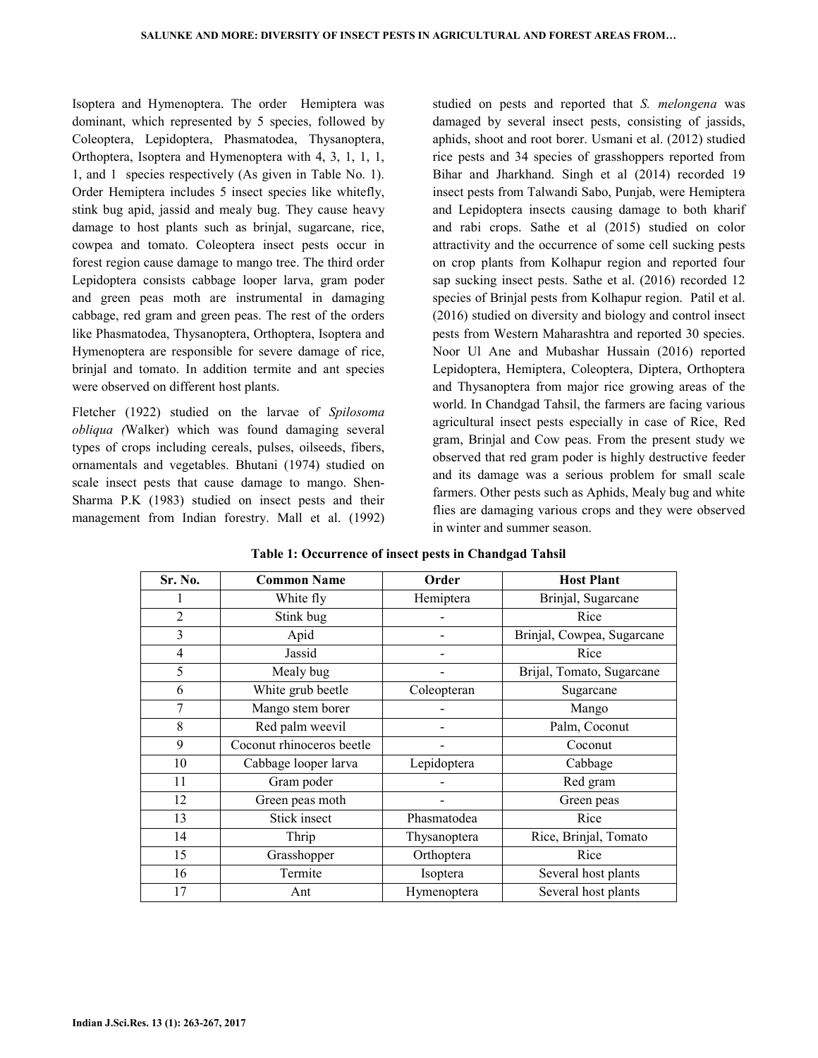Isoptera and Hymenoptera. The order Hemiptera was dominant, which represented by 5 species, followed by Coleoptera, Lepidoptera, Phasmatodea, Thysanoptera, Orthoptera, Isoptera and Hymenoptera with 4, 3, 1, 1, 1, 1, and 1 species respectively (As given in Table No. 1). Order Hemiptera includes 5 insect species like whitefly, stink bug apid, jassid and mealy bug. They cause heavy damage to host plants such as brinjal, sugarcane, rice, cowpea and tomato. Coleoptera insect pests occur in forest region cause damage to mango tree. The third order Lepidoptera consists cabbage looper larva, gram poder and green peas moth are instrumental in damaging cabbage, red gram and green peas. The rest of the orders like Phasmatodea, Thysanoptera, Orthoptera, Isoptera and Hymenoptera are responsible for severe damage of rice, brinjal and tomato. In addition termite and ant species were observed on different host plants.

Fletcher (1922) studied on the larvae of *Spilosoma obliqua (*Walker) which was found damaging several types of crops including cereals, pulses, oilseeds, fibers, ornamentals and vegetables. Bhutani (1974) studied on scale insect pests that cause damage to mango. Shen-Sharma P.K (1983) studied on insect pests and their management from Indian forestry. Mall et al. (1992) studied on pests and reported that *S. melongena* was damaged by several insect pests, consisting of jassids, aphids, shoot and root borer. Usmani et al. (2012) studied rice pests and 34 species of grasshoppers reported from Bihar and Jharkhand. Singh et al (2014) recorded 19 insect pests from Talwandi Sabo, Punjab, were Hemiptera and Lepidoptera insects causing damage to both kharif and rabi crops. Sathe et al (2015) studied on color attractivity and the occurrence of some cell sucking pests on crop plants from Kolhapur region and reported four sap sucking insect pests. Sathe et al. (2016) recorded 12 species of Brinjal pests from Kolhapur region. Patil et al. (2016) studied on diversity and biology and control insect pests from Western Maharashtra and reported 30 species. Noor Ul Ane and Mubashar Hussain (2016) reported Lepidoptera, Hemiptera, Coleoptera, Diptera, Orthoptera and Thysanoptera from major rice growing areas of the world. In Chandgad Tahsil, the farmers are facing various agricultural insect pests especially in case of Rice, Red gram, Brinjal and Cow peas. From the present study we observed that red gram poder is highly destructive feeder and its damage was a serious problem for small scale farmers. Other pests such as Aphids, Mealy bug and white flies are damaging various crops and they were observed in winter and summer season.

**Table 1: Occurrence of insect pests in Chandgad Tahsil**

| Sr. No. | Common Name | Order | Host Plant |
|---|---|---|---|
| 1 | White fly | Hemiptera | Brinjal, Sugarcane |
| 2 | Stink bug | - | Rice |
| 3 | Apid | - | Brinjal, Cowpea, Sugarcane |
| 4 | Jassid | - | Rice |
| 5 | Mealy bug | - | Brijal, Tomato, Sugarcane |
| 6 | White grub beetle | Coleopteran | Sugarcane |
| 7 | Mango stem borer | - | Mango |
| 8 | Red palm weevil | - | Palm, Coconut |
| 9 | Coconut rhinoceros beetle | - | Coconut |
| 10 | Cabbage looper larva | Lepidoptera | Cabbage |
| 11 | Gram poder | - | Red gram |
| 12 | Green peas moth | - | Green peas |
| 13 | Stick insect | Phasmatodea | Rice |
| 14 | Thrip | Thysanoptera | Rice, Brinjal, Tomato |
| 15 | Grasshopper | Orthoptera | Rice |
| 16 | Termite | Isoptera | Several host plants |
| 17 | Ant | Hymenoptera | Several host plants |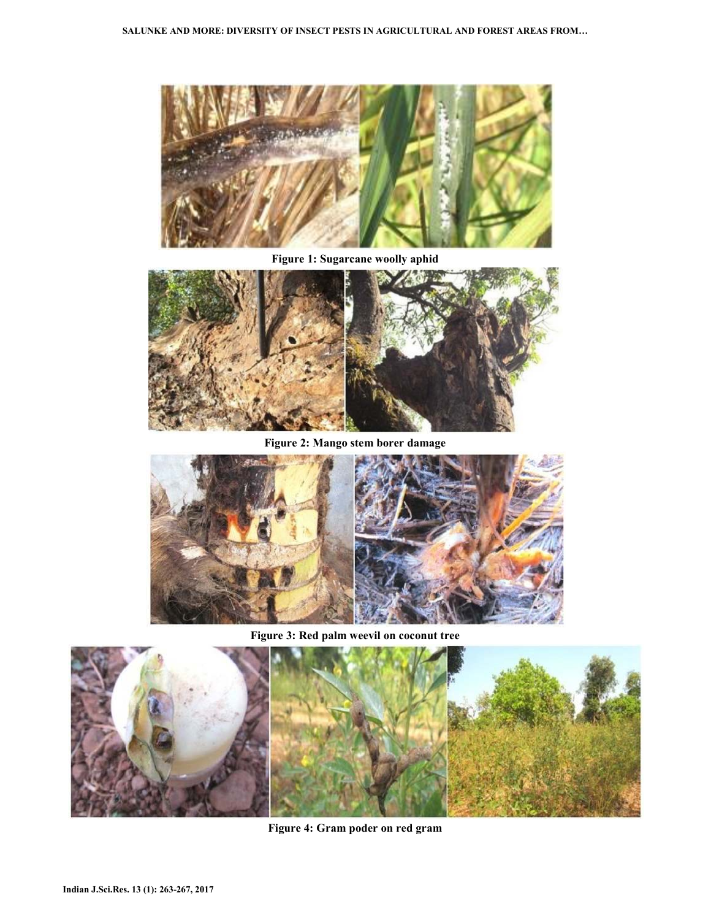Figure 1: Sugarcane woolly aphid

Figure 2: Mango stem borer damage

Figure 3: Red palm weevil on coconut tree

Figure 4: Gram poder on red gram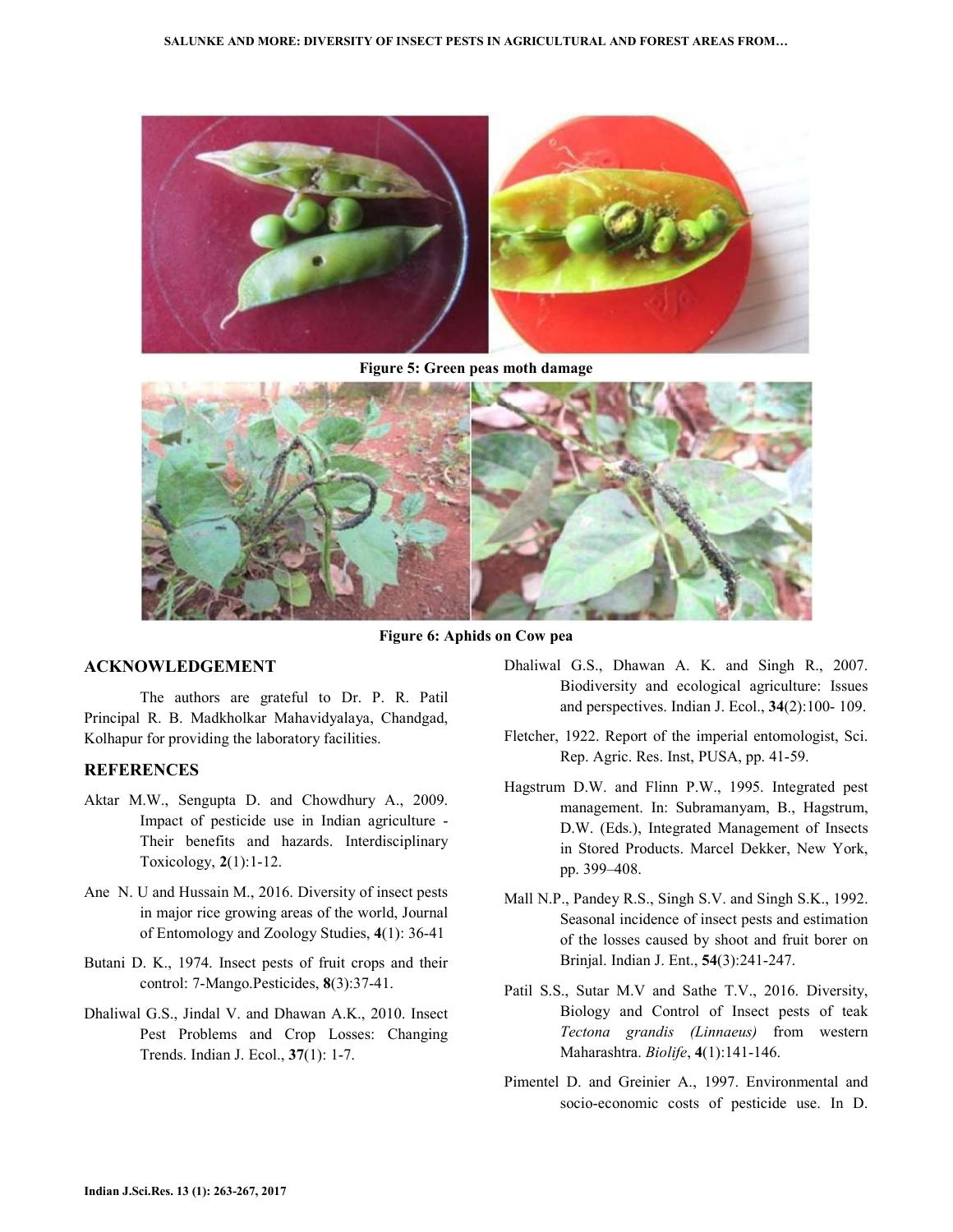Figure 5: Green peas moth damage

Figure 6: Aphids on Cow pea

## ACKNOWLEDGEMENT

The authors are grateful to Dr. P. R. Patil Principal R. B. Madkholkar Mahavidyalaya, Chandgad, Kolhapur for providing the laboratory facilities.

## REFERENCES

Aktar M.W., Sengupta D. and Chowdhury A., 2009. Impact of pesticide use in Indian agriculture - Their benefits and hazards. Interdisciplinary Toxicology, **2**(1):1-12.

Ane N. U and Hussain M., 2016. Diversity of insect pests in major rice growing areas of the world, Journal of Entomology and Zoology Studies, **4**(1): 36-41

Butani D. K., 1974. Insect pests of fruit crops and their control: 7-Mango.Pesticides, **8**(3):37-41.

Dhaliwal G.S., Jindal V. and Dhawan A.K., 2010. Insect Pest Problems and Crop Losses: Changing Trends. Indian J. Ecol., **37**(1): 1-7.

Dhaliwal G.S., Dhawan A. K. and Singh R., 2007. Biodiversity and ecological agriculture: Issues and perspectives. Indian J. Ecol., **34**(2):100- 109.

Fletcher, 1922. Report of the imperial entomologist, Sci. Rep. Agric. Res. Inst, PUSA, pp. 41-59.

Hagstrum D.W. and Flinn P.W., 1995. Integrated pest management. In: Subramanyam, B., Hagstrum, D.W. (Eds.), Integrated Management of Insects in Stored Products. Marcel Dekker, New York, pp. 399–408.

Mall N.P., Pandey R.S., Singh S.V. and Singh S.K., 1992. Seasonal incidence of insect pests and estimation of the losses caused by shoot and fruit borer on Brinjal. Indian J. Ent., **54**(3):241-247.

Patil S.S., Sutar M.V and Sathe T.V., 2016. Diversity, Biology and Control of Insect pests of teak *Tectona grandis (Linnaeus)* from western Maharashtra. *Biolife*, **4**(1):141-146.

Pimentel D. and Greinier A., 1997. Environmental and socio-economic costs of pesticide use. In D.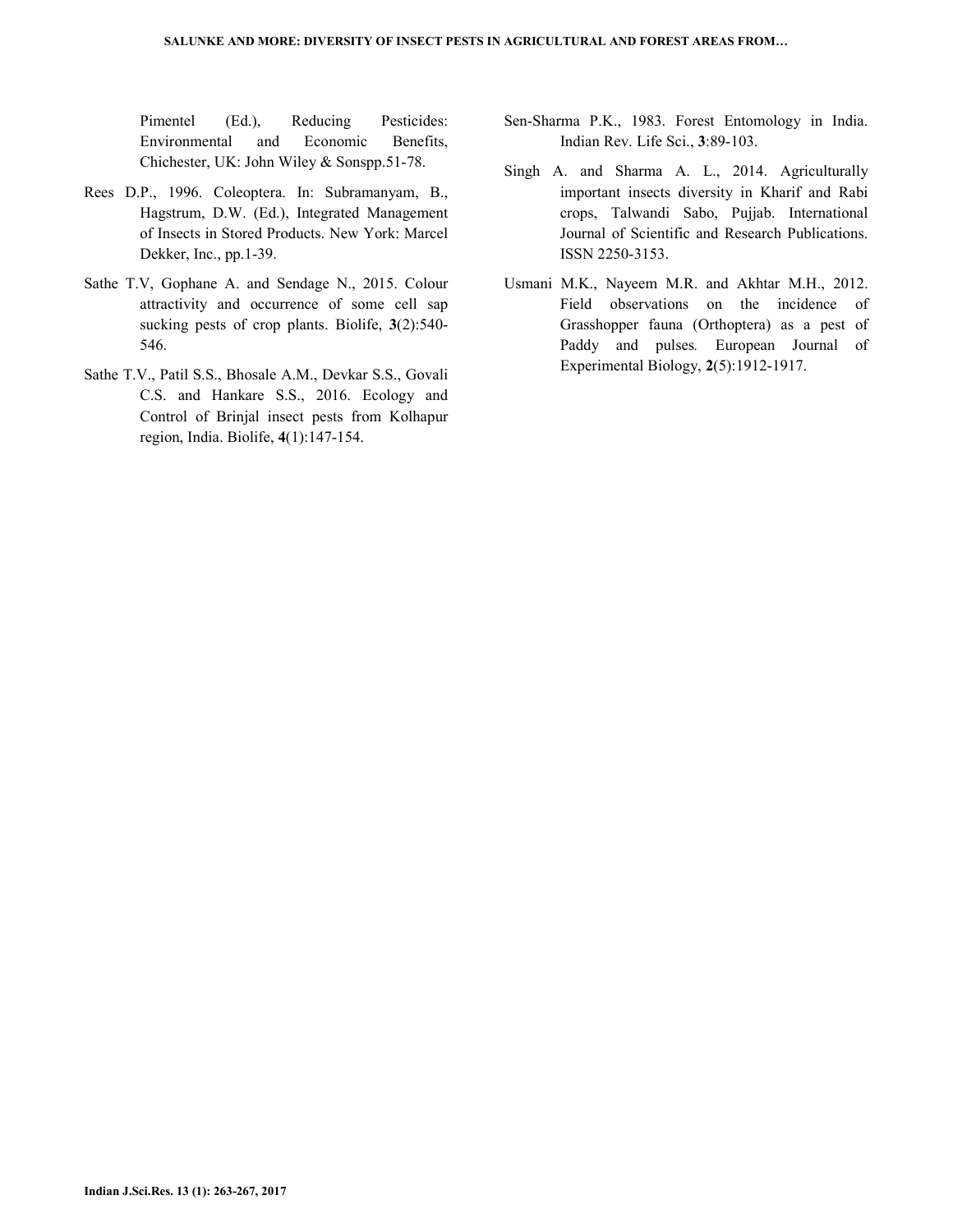Pimentel (Ed.), Reducing Pesticides: Environmental and Economic Benefits, Chichester, UK: John Wiley & Sonspp.51-78.

Rees D.P., 1996. Coleoptera. In: Subramanyam, B., Hagstrum, D.W. (Ed.), Integrated Management of Insects in Stored Products. New York: Marcel Dekker, Inc., pp.1-39.

Sathe T.V, Gophane A. and Sendage N., 2015. Colour attractivity and occurrence of some cell sap sucking pests of crop plants. Biolife, **3**(2):540-546.

Sathe T.V., Patil S.S., Bhosale A.M., Devkar S.S., Govali C.S. and Hankare S.S., 2016. Ecology and Control of Brinjal insect pests from Kolhapur region, India. Biolife, **4**(1):147-154.

Sen-Sharma P.K., 1983. Forest Entomology in India. Indian Rev. Life Sci., **3**:89-103.

Singh A. and Sharma A. L., 2014. Agriculturally important insects diversity in Kharif and Rabi crops, Talwandi Sabo, Pujjab. International Journal of Scientific and Research Publications. ISSN 2250-3153.

Usmani M.K., Nayeem M.R. and Akhtar M.H., 2012. Field observations on the incidence of Grasshopper fauna (Orthoptera) as a pest of Paddy and pulses. European Journal of Experimental Biology, **2**(5):1912-1917.